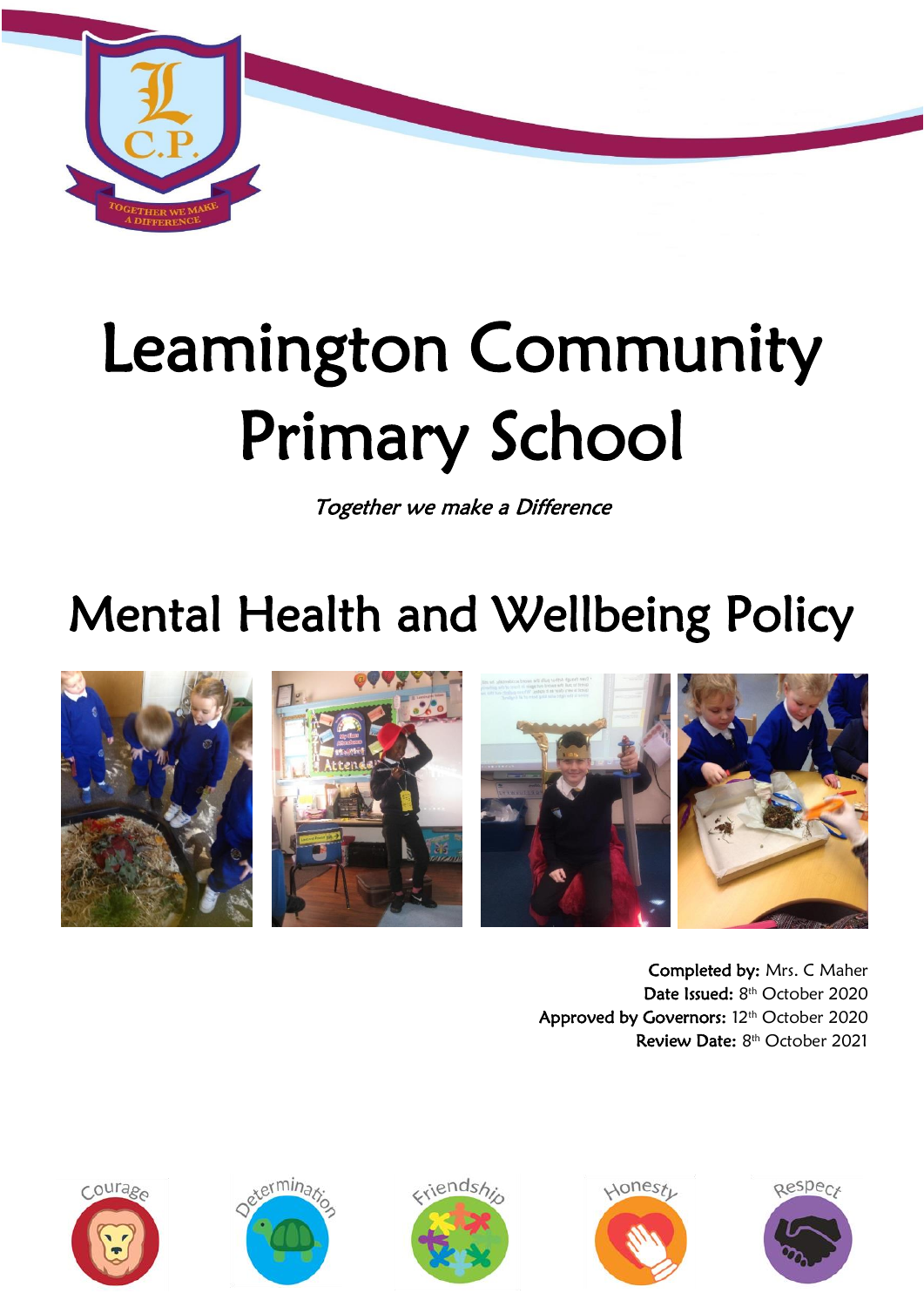# Leamington Community Primary School

*Together we make a Difference*

## Mental Health and Wellbeing Policy

**Completed by:** Mrs. C Maher
**Date Issued:** 8th October 2020
**Approved by Governors:** 12th October 2020
**Review Date:** 8th October 2021

Courage · Determination · Friendship · Honesty · Respect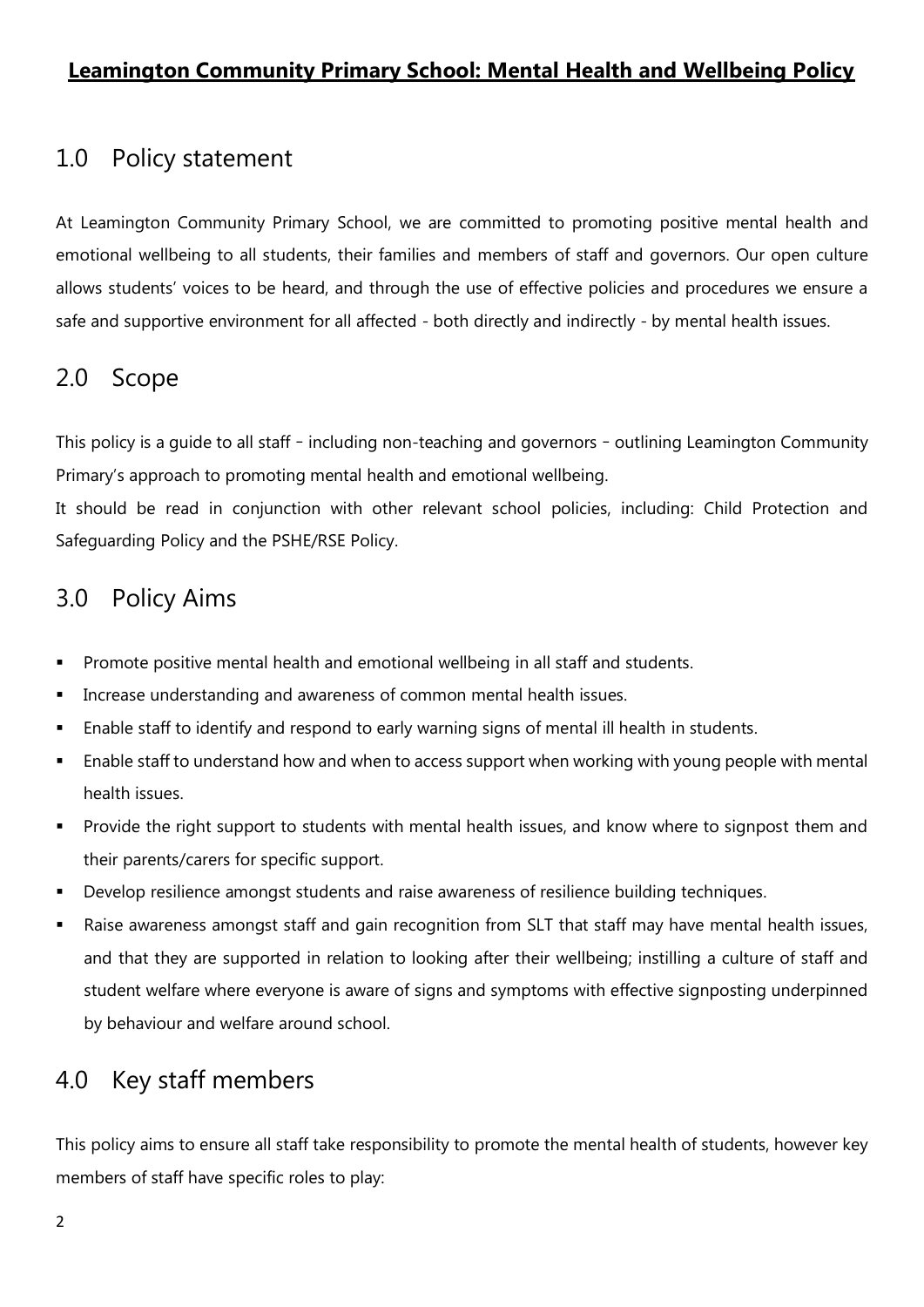# Leamington Community Primary School: Mental Health and Wellbeing Policy

## 1.0 Policy statement

At Leamington Community Primary School, we are committed to promoting positive mental health and emotional wellbeing to all students, their families and members of staff and governors. Our open culture allows students' voices to be heard, and through the use of effective policies and procedures we ensure a safe and supportive environment for all affected - both directly and indirectly - by mental health issues.

## 2.0 Scope

This policy is a guide to all staff – including non-teaching and governors – outlining Leamington Community Primary's approach to promoting mental health and emotional wellbeing.

It should be read in conjunction with other relevant school policies, including: Child Protection and Safeguarding Policy and the PSHE/RSE Policy.

## 3.0 Policy Aims

- Promote positive mental health and emotional wellbeing in all staff and students.
- Increase understanding and awareness of common mental health issues.
- Enable staff to identify and respond to early warning signs of mental ill health in students.
- Enable staff to understand how and when to access support when working with young people with mental health issues.
- Provide the right support to students with mental health issues, and know where to signpost them and their parents/carers for specific support.
- Develop resilience amongst students and raise awareness of resilience building techniques.
- Raise awareness amongst staff and gain recognition from SLT that staff may have mental health issues, and that they are supported in relation to looking after their wellbeing; instilling a culture of staff and student welfare where everyone is aware of signs and symptoms with effective signposting underpinned by behaviour and welfare around school.

## 4.0 Key staff members

This policy aims to ensure all staff take responsibility to promote the mental health of students, however key members of staff have specific roles to play: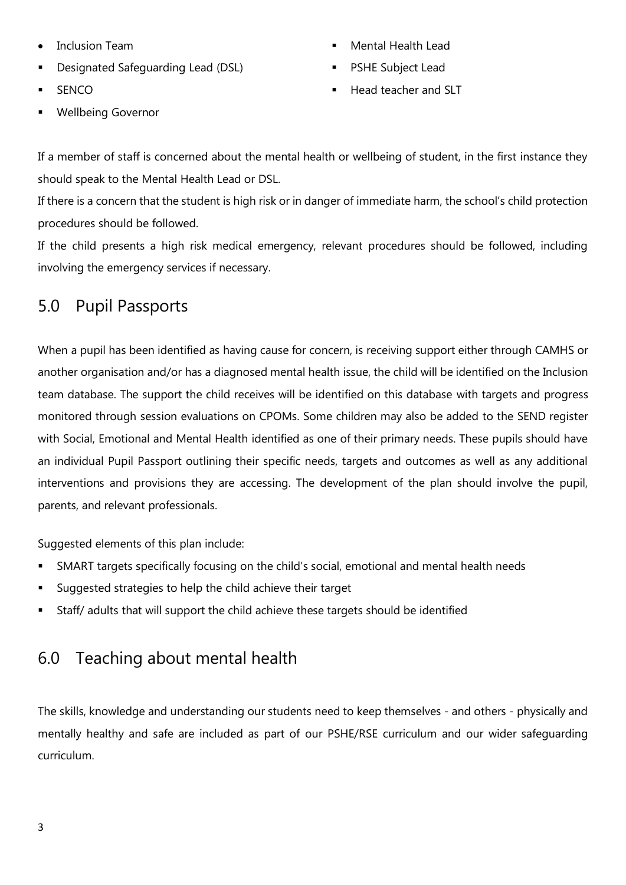- Inclusion Team
- Designated Safeguarding Lead (DSL)
- SENCO
- Wellbeing Governor
- Mental Health Lead
- PSHE Subject Lead
- Head teacher and SLT

If a member of staff is concerned about the mental health or wellbeing of student, in the first instance they should speak to the Mental Health Lead or DSL.

If there is a concern that the student is high risk or in danger of immediate harm, the school's child protection procedures should be followed.

If the child presents a high risk medical emergency, relevant procedures should be followed, including involving the emergency services if necessary.

## 5.0 Pupil Passports

When a pupil has been identified as having cause for concern, is receiving support either through CAMHS or another organisation and/or has a diagnosed mental health issue, the child will be identified on the Inclusion team database. The support the child receives will be identified on this database with targets and progress monitored through session evaluations on CPOMs. Some children may also be added to the SEND register with Social, Emotional and Mental Health identified as one of their primary needs. These pupils should have an individual Pupil Passport outlining their specific needs, targets and outcomes as well as any additional interventions and provisions they are accessing. The development of the plan should involve the pupil, parents, and relevant professionals.

Suggested elements of this plan include:

- SMART targets specifically focusing on the child's social, emotional and mental health needs
- Suggested strategies to help the child achieve their target
- Staff/ adults that will support the child achieve these targets should be identified

## 6.0 Teaching about mental health

The skills, knowledge and understanding our students need to keep themselves - and others - physically and mentally healthy and safe are included as part of our PSHE/RSE curriculum and our wider safeguarding curriculum.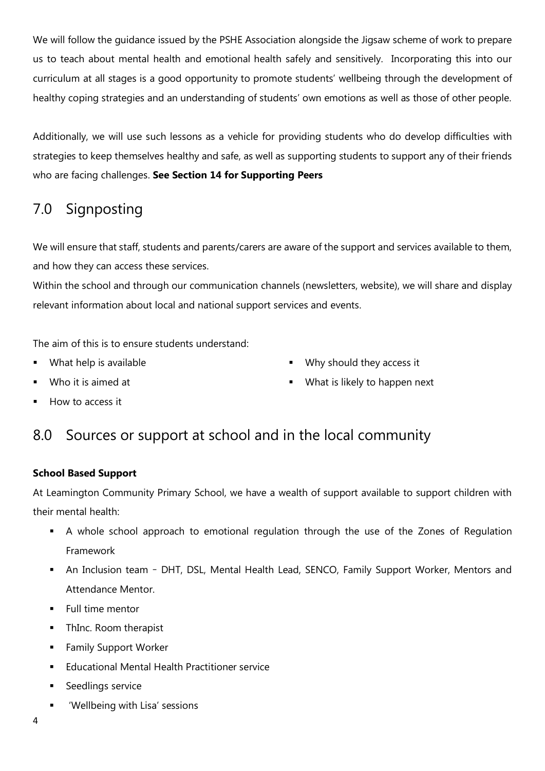We will follow the guidance issued by the PSHE Association alongside the Jigsaw scheme of work to prepare us to teach about mental health and emotional health safely and sensitively. Incorporating this into our curriculum at all stages is a good opportunity to promote students' wellbeing through the development of healthy coping strategies and an understanding of students' own emotions as well as those of other people.

Additionally, we will use such lessons as a vehicle for providing students who do develop difficulties with strategies to keep themselves healthy and safe, as well as supporting students to support any of their friends who are facing challenges. **See Section 14 for Supporting Peers**

## 7.0 Signposting

We will ensure that staff, students and parents/carers are aware of the support and services available to them, and how they can access these services.

Within the school and through our communication channels (newsletters, website), we will share and display relevant information about local and national support services and events.

The aim of this is to ensure students understand:

- What help is available
- Who it is aimed at
- How to access it
- Why should they access it
- What is likely to happen next

## 8.0 Sources or support at school and in the local community

**School Based Support**

At Leamington Community Primary School, we have a wealth of support available to support children with their mental health:

- A whole school approach to emotional regulation through the use of the Zones of Regulation Framework
- An Inclusion team – DHT, DSL, Mental Health Lead, SENCO, Family Support Worker, Mentors and Attendance Mentor.
- Full time mentor
- ThInc. Room therapist
- Family Support Worker
- Educational Mental Health Practitioner service
- Seedlings service
- 'Wellbeing with Lisa' sessions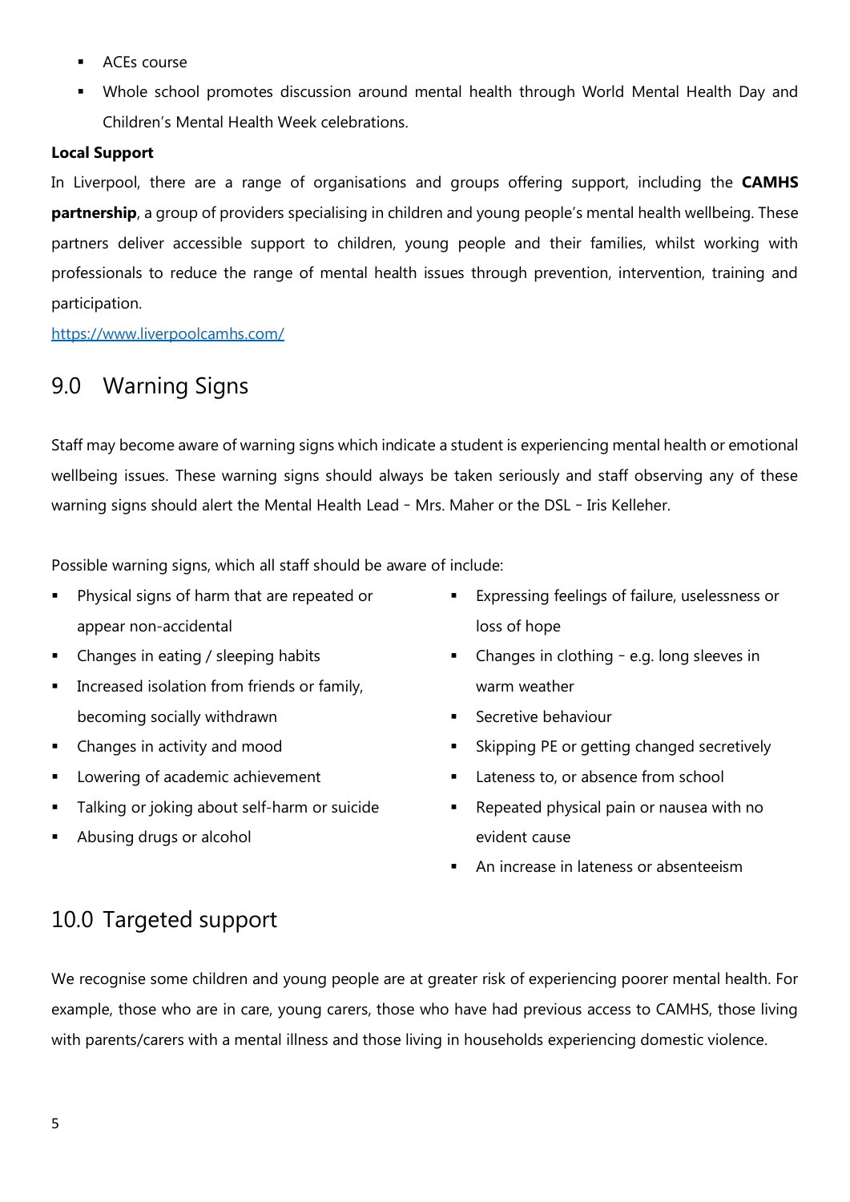- ACEs course
- Whole school promotes discussion around mental health through World Mental Health Day and Children's Mental Health Week celebrations.

**Local Support**

In Liverpool, there are a range of organisations and groups offering support, including the **CAMHS partnership**, a group of providers specialising in children and young people's mental health wellbeing. These partners deliver accessible support to children, young people and their families, whilst working with professionals to reduce the range of mental health issues through prevention, intervention, training and participation.

https://www.liverpoolcamhs.com/

## 9.0 Warning Signs

Staff may become aware of warning signs which indicate a student is experiencing mental health or emotional wellbeing issues. These warning signs should always be taken seriously and staff observing any of these warning signs should alert the Mental Health Lead - Mrs. Maher or the DSL - Iris Kelleher.

Possible warning signs, which all staff should be aware of include:

- Physical signs of harm that are repeated or appear non-accidental
- Changes in eating / sleeping habits
- Increased isolation from friends or family, becoming socially withdrawn
- Changes in activity and mood
- Lowering of academic achievement
- Talking or joking about self-harm or suicide
- Abusing drugs or alcohol
- Expressing feelings of failure, uselessness or loss of hope
- Changes in clothing - e.g. long sleeves in warm weather
- Secretive behaviour
- Skipping PE or getting changed secretively
- Lateness to, or absence from school
- Repeated physical pain or nausea with no evident cause
- An increase in lateness or absenteeism

## 10.0 Targeted support

We recognise some children and young people are at greater risk of experiencing poorer mental health. For example, those who are in care, young carers, those who have had previous access to CAMHS, those living with parents/carers with a mental illness and those living in households experiencing domestic violence.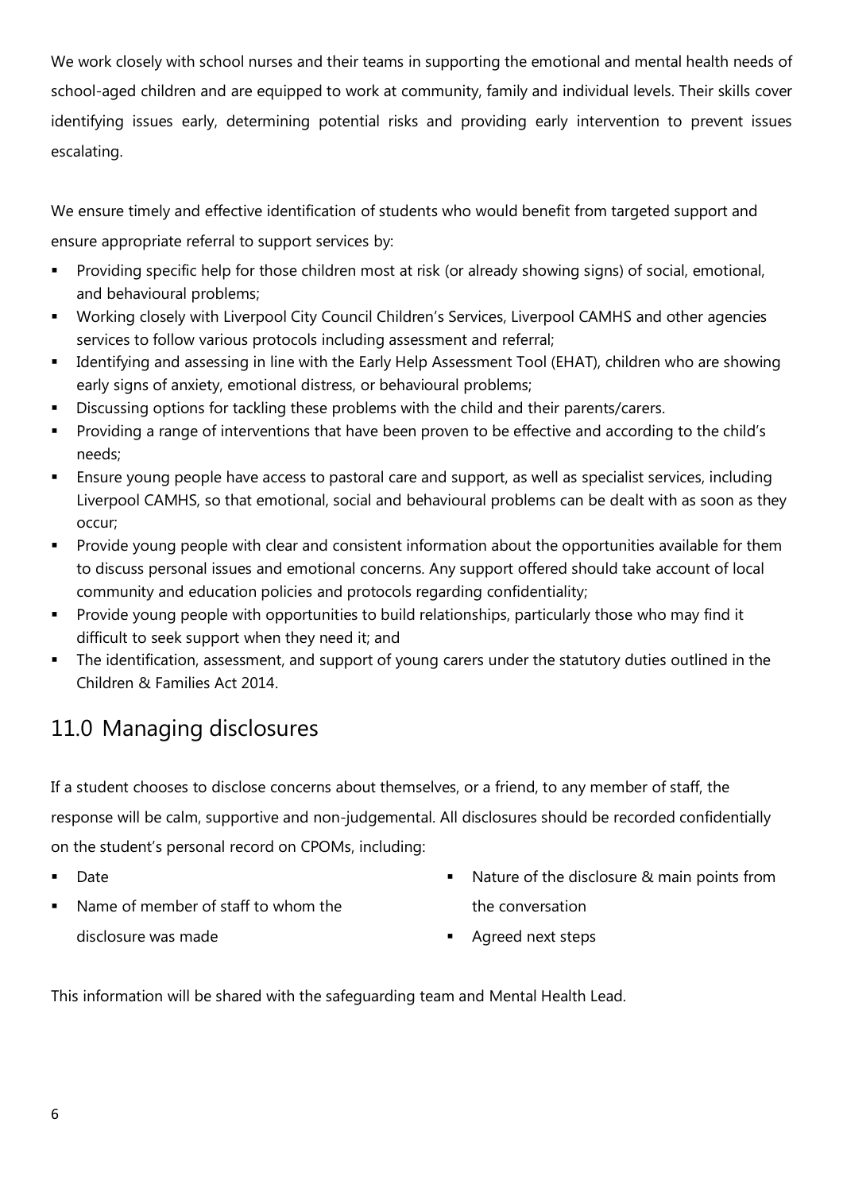We work closely with school nurses and their teams in supporting the emotional and mental health needs of school-aged children and are equipped to work at community, family and individual levels. Their skills cover identifying issues early, determining potential risks and providing early intervention to prevent issues escalating.

We ensure timely and effective identification of students who would benefit from targeted support and ensure appropriate referral to support services by:

- Providing specific help for those children most at risk (or already showing signs) of social, emotional, and behavioural problems;
- Working closely with Liverpool City Council Children's Services, Liverpool CAMHS and other agencies services to follow various protocols including assessment and referral;
- Identifying and assessing in line with the Early Help Assessment Tool (EHAT), children who are showing early signs of anxiety, emotional distress, or behavioural problems;
- Discussing options for tackling these problems with the child and their parents/carers.
- Providing a range of interventions that have been proven to be effective and according to the child's needs;
- Ensure young people have access to pastoral care and support, as well as specialist services, including Liverpool CAMHS, so that emotional, social and behavioural problems can be dealt with as soon as they occur;
- Provide young people with clear and consistent information about the opportunities available for them to discuss personal issues and emotional concerns. Any support offered should take account of local community and education policies and protocols regarding confidentiality;
- Provide young people with opportunities to build relationships, particularly those who may find it difficult to seek support when they need it; and
- The identification, assessment, and support of young carers under the statutory duties outlined in the Children & Families Act 2014.

## 11.0 Managing disclosures

If a student chooses to disclose concerns about themselves, or a friend, to any member of staff, the response will be calm, supportive and non-judgemental. All disclosures should be recorded confidentially on the student's personal record on CPOMs, including:

- Date
- Name of member of staff to whom the disclosure was made
- Nature of the disclosure & main points from the conversation
- Agreed next steps

This information will be shared with the safeguarding team and Mental Health Lead.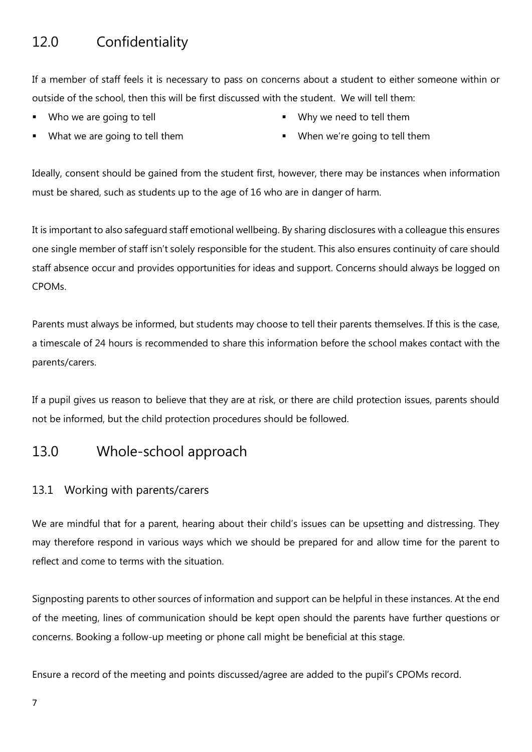## 12.0 Confidentiality

If a member of staff feels it is necessary to pass on concerns about a student to either someone within or outside of the school, then this will be first discussed with the student. We will tell them:

- Who we are going to tell
- Why we need to tell them
- What we are going to tell them
- When we're going to tell them

Ideally, consent should be gained from the student first, however, there may be instances when information must be shared, such as students up to the age of 16 who are in danger of harm.

It is important to also safeguard staff emotional wellbeing. By sharing disclosures with a colleague this ensures one single member of staff isn't solely responsible for the student. This also ensures continuity of care should staff absence occur and provides opportunities for ideas and support. Concerns should always be logged on CPOMs.

Parents must always be informed, but students may choose to tell their parents themselves. If this is the case, a timescale of 24 hours is recommended to share this information before the school makes contact with the parents/carers.

If a pupil gives us reason to believe that they are at risk, or there are child protection issues, parents should not be informed, but the child protection procedures should be followed.

## 13.0 Whole-school approach

### 13.1 Working with parents/carers

We are mindful that for a parent, hearing about their child's issues can be upsetting and distressing. They may therefore respond in various ways which we should be prepared for and allow time for the parent to reflect and come to terms with the situation.

Signposting parents to other sources of information and support can be helpful in these instances. At the end of the meeting, lines of communication should be kept open should the parents have further questions or concerns. Booking a follow-up meeting or phone call might be beneficial at this stage.

Ensure a record of the meeting and points discussed/agree are added to the pupil's CPOMs record.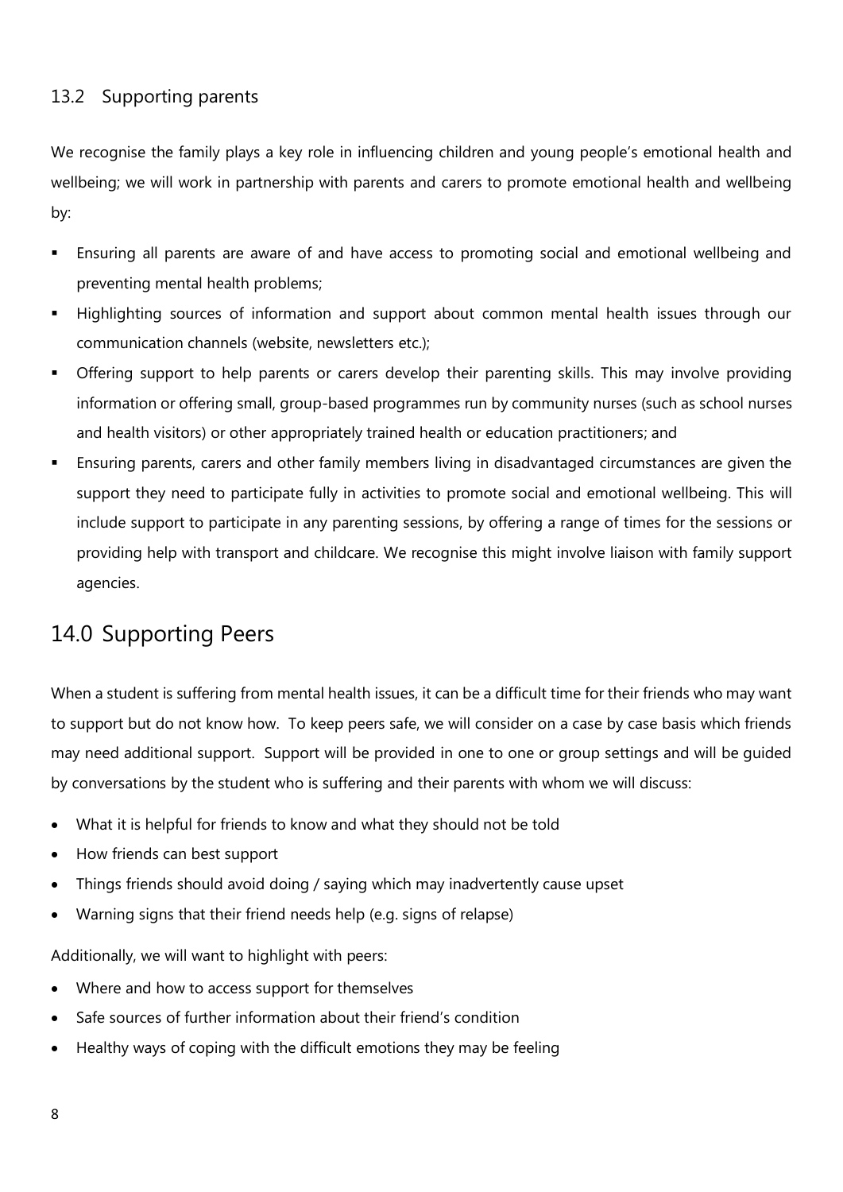### 13.2 Supporting parents

We recognise the family plays a key role in influencing children and young people's emotional health and wellbeing; we will work in partnership with parents and carers to promote emotional health and wellbeing by:

- Ensuring all parents are aware of and have access to promoting social and emotional wellbeing and preventing mental health problems;
- Highlighting sources of information and support about common mental health issues through our communication channels (website, newsletters etc.);
- Offering support to help parents or carers develop their parenting skills. This may involve providing information or offering small, group-based programmes run by community nurses (such as school nurses and health visitors) or other appropriately trained health or education practitioners; and
- Ensuring parents, carers and other family members living in disadvantaged circumstances are given the support they need to participate fully in activities to promote social and emotional wellbeing. This will include support to participate in any parenting sessions, by offering a range of times for the sessions or providing help with transport and childcare. We recognise this might involve liaison with family support agencies.

## 14.0 Supporting Peers

When a student is suffering from mental health issues, it can be a difficult time for their friends who may want to support but do not know how. To keep peers safe, we will consider on a case by case basis which friends may need additional support. Support will be provided in one to one or group settings and will be guided by conversations by the student who is suffering and their parents with whom we will discuss:

- What it is helpful for friends to know and what they should not be told
- How friends can best support
- Things friends should avoid doing / saying which may inadvertently cause upset
- Warning signs that their friend needs help (e.g. signs of relapse)

Additionally, we will want to highlight with peers:

- Where and how to access support for themselves
- Safe sources of further information about their friend's condition
- Healthy ways of coping with the difficult emotions they may be feeling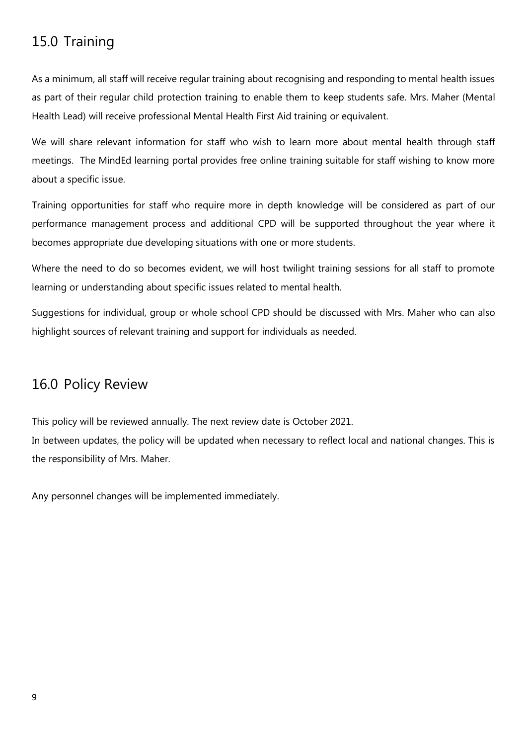## 15.0 Training

As a minimum, all staff will receive regular training about recognising and responding to mental health issues as part of their regular child protection training to enable them to keep students safe. Mrs. Maher (Mental Health Lead) will receive professional Mental Health First Aid training or equivalent.

We will share relevant information for staff who wish to learn more about mental health through staff meetings. The MindEd learning portal provides free online training suitable for staff wishing to know more about a specific issue.

Training opportunities for staff who require more in depth knowledge will be considered as part of our performance management process and additional CPD will be supported throughout the year where it becomes appropriate due developing situations with one or more students.

Where the need to do so becomes evident, we will host twilight training sessions for all staff to promote learning or understanding about specific issues related to mental health.

Suggestions for individual, group or whole school CPD should be discussed with Mrs. Maher who can also highlight sources of relevant training and support for individuals as needed.

## 16.0 Policy Review

This policy will be reviewed annually. The next review date is October 2021.
In between updates, the policy will be updated when necessary to reflect local and national changes. This is the responsibility of Mrs. Maher.

Any personnel changes will be implemented immediately.